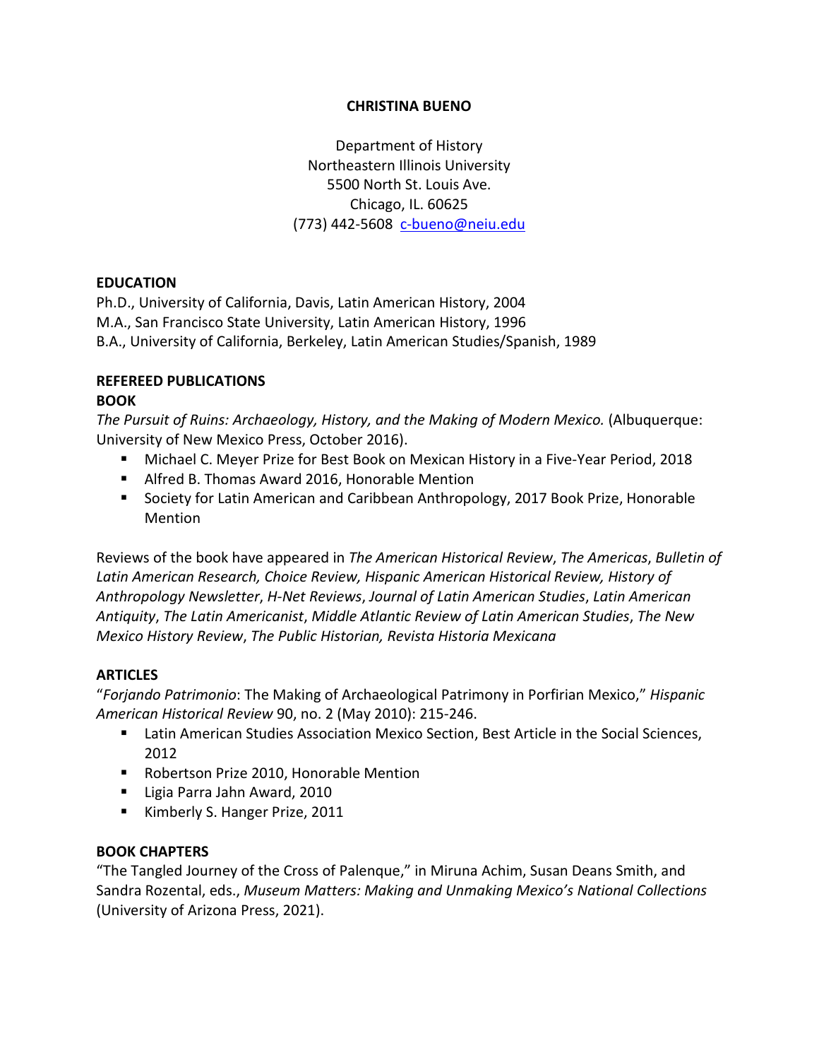# CHRISTINA BUENO

Department of History
Northeastern Illinois University
5500 North St. Louis Ave.
Chicago, IL. 60625
(773) 442-5608 c-bueno@neiu.edu

## EDUCATION

Ph.D., University of California, Davis, Latin American History, 2004
M.A., San Francisco State University, Latin American History, 1996
B.A., University of California, Berkeley, Latin American Studies/Spanish, 1989

## REFEREED PUBLICATIONS

### BOOK

*The Pursuit of Ruins: Archaeology, History, and the Making of Modern Mexico.* (Albuquerque: University of New Mexico Press, October 2016).

- Michael C. Meyer Prize for Best Book on Mexican History in a Five-Year Period, 2018
- Alfred B. Thomas Award 2016, Honorable Mention
- Society for Latin American and Caribbean Anthropology, 2017 Book Prize, Honorable Mention

Reviews of the book have appeared in *The American Historical Review*, *The Americas*, *Bulletin of Latin American Research, Choice Review, Hispanic American Historical Review, History of Anthropology Newsletter*, *H-Net Reviews*, *Journal of Latin American Studies*, *Latin American Antiquity*, *The Latin Americanist*, *Middle Atlantic Review of Latin American Studies*, *The New Mexico History Review*, *The Public Historian, Revista Historia Mexicana*

### ARTICLES

"*Forjando Patrimonio*: The Making of Archaeological Patrimony in Porfirian Mexico," *Hispanic American Historical Review* 90, no. 2 (May 2010): 215-246.

- Latin American Studies Association Mexico Section, Best Article in the Social Sciences, 2012
- Robertson Prize 2010, Honorable Mention
- Ligia Parra Jahn Award, 2010
- Kimberly S. Hanger Prize, 2011

### BOOK CHAPTERS

"The Tangled Journey of the Cross of Palenque," in Miruna Achim, Susan Deans Smith, and Sandra Rozental, eds., *Museum Matters: Making and Unmaking Mexico's National Collections* (University of Arizona Press, 2021).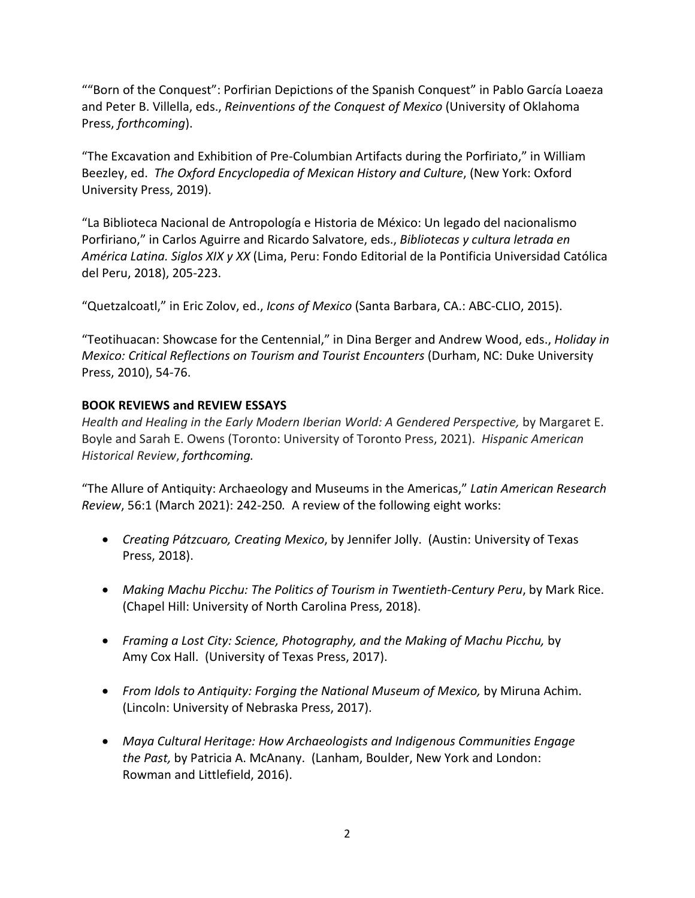""Born of the Conquest": Porfirian Depictions of the Spanish Conquest" in Pablo García Loaeza and Peter B. Villella, eds., *Reinventions of the Conquest of Mexico* (University of Oklahoma Press, *forthcoming*).

"The Excavation and Exhibition of Pre-Columbian Artifacts during the Porfiriato," in William Beezley, ed. *The Oxford Encyclopedia of Mexican History and Culture*, (New York: Oxford University Press, 2019).

"La Biblioteca Nacional de Antropología e Historia de México: Un legado del nacionalismo Porfiriano," in Carlos Aguirre and Ricardo Salvatore, eds., *Bibliotecas y cultura letrada en América Latina. Siglos XIX y XX* (Lima, Peru: Fondo Editorial de la Pontificia Universidad Católica del Peru, 2018), 205-223.

"Quetzalcoatl," in Eric Zolov, ed., *Icons of Mexico* (Santa Barbara, CA.: ABC-CLIO, 2015).

"Teotihuacan: Showcase for the Centennial," in Dina Berger and Andrew Wood, eds., *Holiday in Mexico: Critical Reflections on Tourism and Tourist Encounters* (Durham, NC: Duke University Press, 2010), 54-76.

**BOOK REVIEWS and REVIEW ESSAYS**

*Health and Healing in the Early Modern Iberian World: A Gendered Perspective,* by Margaret E. Boyle and Sarah E. Owens (Toronto: University of Toronto Press, 2021). *Hispanic American Historical Review*, *forthcoming.*

"The Allure of Antiquity: Archaeology and Museums in the Americas," *Latin American Research Review*, 56:1 (March 2021): 242-250*.* A review of the following eight works:

- *Creating Pátzcuaro, Creating Mexico*, by Jennifer Jolly. (Austin: University of Texas Press, 2018).
- *Making Machu Picchu: The Politics of Tourism in Twentieth-Century Peru*, by Mark Rice. (Chapel Hill: University of North Carolina Press, 2018).
- *Framing a Lost City: Science, Photography, and the Making of Machu Picchu,* by Amy Cox Hall. (University of Texas Press, 2017).
- *From Idols to Antiquity: Forging the National Museum of Mexico,* by Miruna Achim. (Lincoln: University of Nebraska Press, 2017).
- *Maya Cultural Heritage: How Archaeologists and Indigenous Communities Engage the Past,* by Patricia A. McAnany. (Lanham, Boulder, New York and London: Rowman and Littlefield, 2016).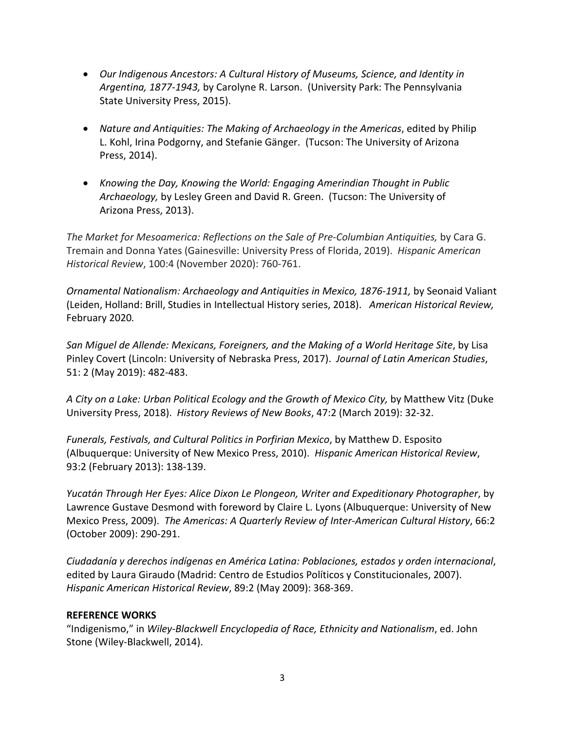- *Our Indigenous Ancestors: A Cultural History of Museums, Science, and Identity in Argentina, 1877-1943,* by Carolyne R. Larson. (University Park: The Pennsylvania State University Press, 2015).

- *Nature and Antiquities: The Making of Archaeology in the Americas*, edited by Philip L. Kohl, Irina Podgorny, and Stefanie Gänger. (Tucson: The University of Arizona Press, 2014).

- *Knowing the Day, Knowing the World: Engaging Amerindian Thought in Public Archaeology,* by Lesley Green and David R. Green. (Tucson: The University of Arizona Press, 2013).

*The Market for Mesoamerica: Reflections on the Sale of Pre-Columbian Antiquities,* by Cara G. Tremain and Donna Yates (Gainesville: University Press of Florida, 2019). *Hispanic American Historical Review*, 100:4 (November 2020): 760-761.

*Ornamental Nationalism: Archaeology and Antiquities in Mexico, 1876-1911,* by Seonaid Valiant (Leiden, Holland: Brill, Studies in Intellectual History series, 2018). *American Historical Review,* February 2020*.*

*San Miguel de Allende: Mexicans, Foreigners, and the Making of a World Heritage Site*, by Lisa Pinley Covert (Lincoln: University of Nebraska Press, 2017). *Journal of Latin American Studies*, 51: 2 (May 2019): 482-483.

*A City on a Lake: Urban Political Ecology and the Growth of Mexico City,* by Matthew Vitz (Duke University Press, 2018). *History Reviews of New Books*, 47:2 (March 2019): 32-32.

*Funerals, Festivals, and Cultural Politics in Porfirian Mexico*, by Matthew D. Esposito (Albuquerque: University of New Mexico Press, 2010). *Hispanic American Historical Review*, 93:2 (February 2013): 138-139.

*Yucatán Through Her Eyes: Alice Dixon Le Plongeon, Writer and Expeditionary Photographer*, by Lawrence Gustave Desmond with foreword by Claire L. Lyons (Albuquerque: University of New Mexico Press, 2009). *The Americas: A Quarterly Review of Inter-American Cultural History*, 66:2 (October 2009): 290-291.

*Ciudadanía y derechos indígenas en América Latina: Poblaciones, estados y orden internacional*, edited by Laura Giraudo (Madrid: Centro de Estudios Políticos y Constitucionales, 2007). *Hispanic American Historical Review*, 89:2 (May 2009): 368-369.

**REFERENCE WORKS**

"Indigenismo," in *Wiley-Blackwell Encyclopedia of Race, Ethnicity and Nationalism*, ed. John Stone (Wiley-Blackwell, 2014).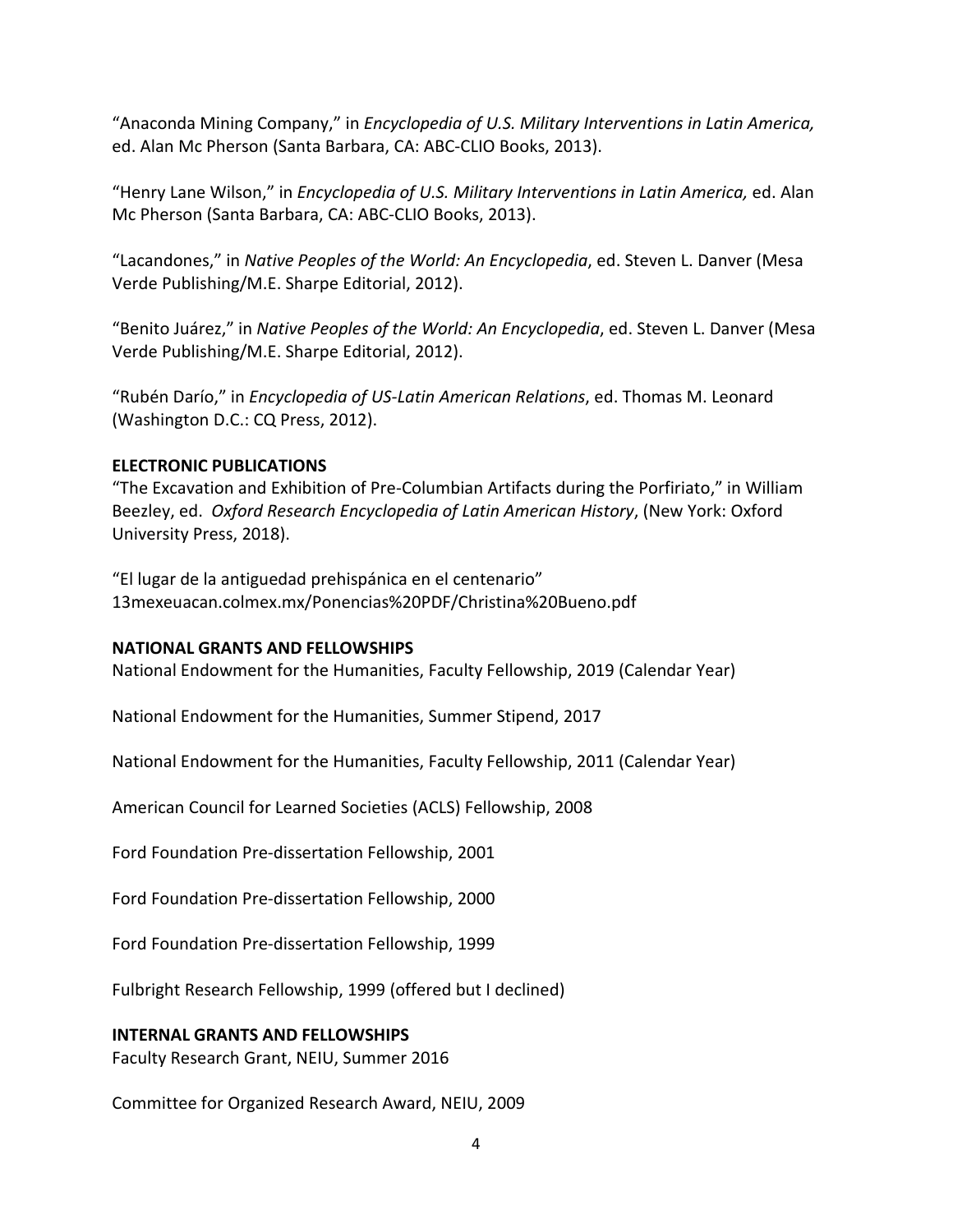"Anaconda Mining Company," in *Encyclopedia of U.S. Military Interventions in Latin America,* ed. Alan Mc Pherson (Santa Barbara, CA: ABC-CLIO Books, 2013).

"Henry Lane Wilson," in *Encyclopedia of U.S. Military Interventions in Latin America,* ed. Alan Mc Pherson (Santa Barbara, CA: ABC-CLIO Books, 2013).

"Lacandones," in *Native Peoples of the World: An Encyclopedia*, ed. Steven L. Danver (Mesa Verde Publishing/M.E. Sharpe Editorial, 2012).

"Benito Juárez," in *Native Peoples of the World: An Encyclopedia*, ed. Steven L. Danver (Mesa Verde Publishing/M.E. Sharpe Editorial, 2012).

"Rubén Darío," in *Encyclopedia of US-Latin American Relations*, ed. Thomas M. Leonard (Washington D.C.: CQ Press, 2012).

**ELECTRONIC PUBLICATIONS**

"The Excavation and Exhibition of Pre-Columbian Artifacts during the Porfiriato," in William Beezley, ed. *Oxford Research Encyclopedia of Latin American History*, (New York: Oxford University Press, 2018).

"El lugar de la antiguedad prehispánica en el centenario"
13mexeuacan.colmex.mx/Ponencias%20PDF/Christina%20Bueno.pdf

**NATIONAL GRANTS AND FELLOWSHIPS**

National Endowment for the Humanities, Faculty Fellowship, 2019 (Calendar Year)

National Endowment for the Humanities, Summer Stipend, 2017

National Endowment for the Humanities, Faculty Fellowship, 2011 (Calendar Year)

American Council for Learned Societies (ACLS) Fellowship, 2008

Ford Foundation Pre-dissertation Fellowship, 2001

Ford Foundation Pre-dissertation Fellowship, 2000

Ford Foundation Pre-dissertation Fellowship, 1999

Fulbright Research Fellowship, 1999 (offered but I declined)

**INTERNAL GRANTS AND FELLOWSHIPS**

Faculty Research Grant, NEIU, Summer 2016

Committee for Organized Research Award, NEIU, 2009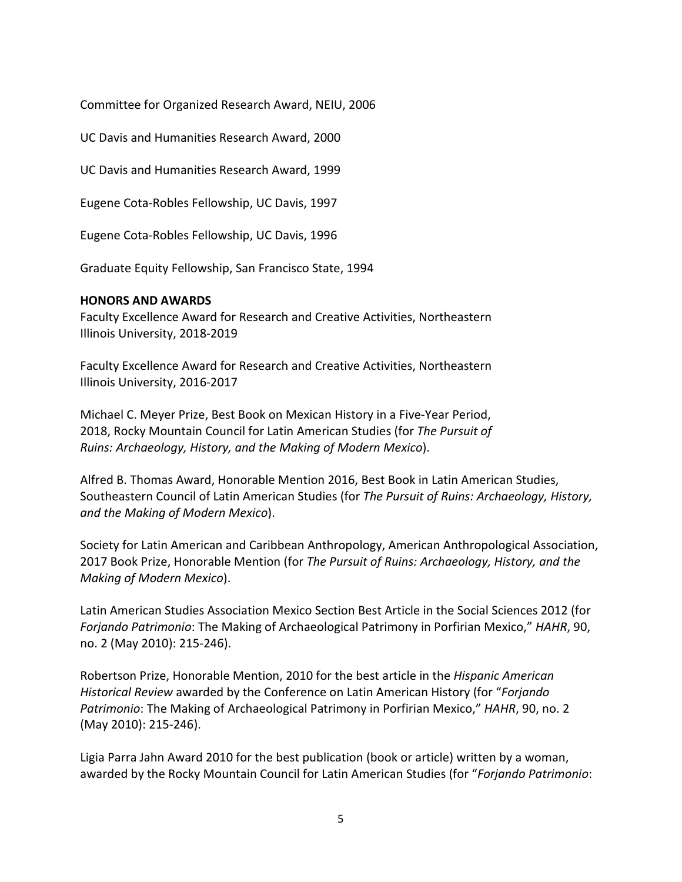Committee for Organized Research Award, NEIU, 2006

UC Davis and Humanities Research Award, 2000

UC Davis and Humanities Research Award, 1999

Eugene Cota-Robles Fellowship, UC Davis, 1997

Eugene Cota-Robles Fellowship, UC Davis, 1996

Graduate Equity Fellowship, San Francisco State, 1994

**HONORS AND AWARDS**

Faculty Excellence Award for Research and Creative Activities, Northeastern Illinois University, 2018-2019

Faculty Excellence Award for Research and Creative Activities, Northeastern Illinois University, 2016-2017

Michael C. Meyer Prize, Best Book on Mexican History in a Five-Year Period, 2018, Rocky Mountain Council for Latin American Studies (for *The Pursuit of Ruins: Archaeology, History, and the Making of Modern Mexico*).

Alfred B. Thomas Award, Honorable Mention 2016, Best Book in Latin American Studies, Southeastern Council of Latin American Studies (for *The Pursuit of Ruins: Archaeology, History, and the Making of Modern Mexico*).

Society for Latin American and Caribbean Anthropology, American Anthropological Association, 2017 Book Prize, Honorable Mention (for *The Pursuit of Ruins: Archaeology, History, and the Making of Modern Mexico*).

Latin American Studies Association Mexico Section Best Article in the Social Sciences 2012 (for *Forjando Patrimonio*: The Making of Archaeological Patrimony in Porfirian Mexico," *HAHR*, 90, no. 2 (May 2010): 215-246).

Robertson Prize, Honorable Mention, 2010 for the best article in the *Hispanic American Historical Review* awarded by the Conference on Latin American History (for "*Forjando Patrimonio*: The Making of Archaeological Patrimony in Porfirian Mexico," *HAHR*, 90, no. 2 (May 2010): 215-246).

Ligia Parra Jahn Award 2010 for the best publication (book or article) written by a woman, awarded by the Rocky Mountain Council for Latin American Studies (for "*Forjando Patrimonio*: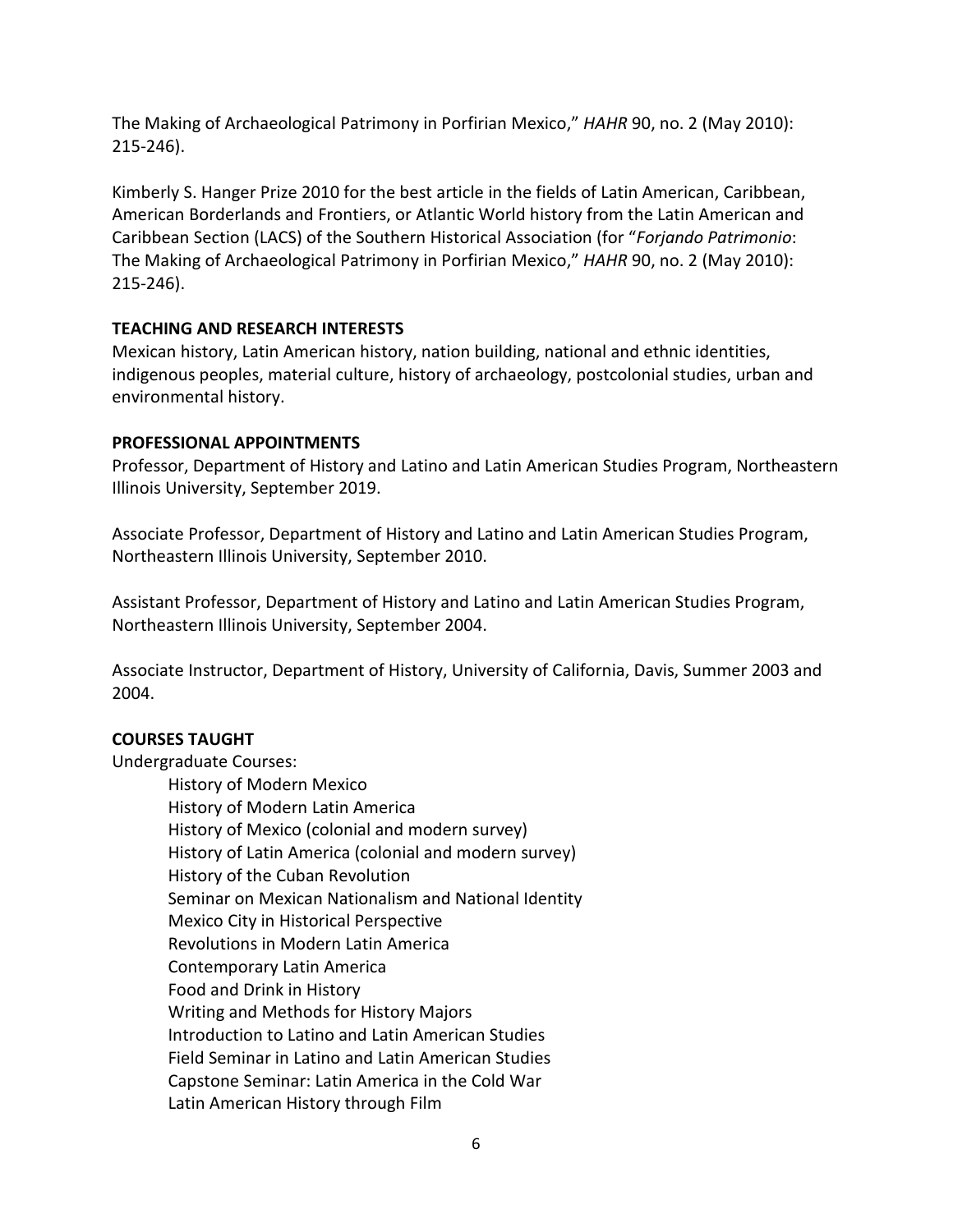The Making of Archaeological Patrimony in Porfirian Mexico," *HAHR* 90, no. 2 (May 2010): 215-246).

Kimberly S. Hanger Prize 2010 for the best article in the fields of Latin American, Caribbean, American Borderlands and Frontiers, or Atlantic World history from the Latin American and Caribbean Section (LACS) of the Southern Historical Association (for "*Forjando Patrimonio*: The Making of Archaeological Patrimony in Porfirian Mexico," *HAHR* 90, no. 2 (May 2010): 215-246).

**TEACHING AND RESEARCH INTERESTS**

Mexican history, Latin American history, nation building, national and ethnic identities, indigenous peoples, material culture, history of archaeology, postcolonial studies, urban and environmental history.

**PROFESSIONAL APPOINTMENTS**

Professor, Department of History and Latino and Latin American Studies Program, Northeastern Illinois University, September 2019.

Associate Professor, Department of History and Latino and Latin American Studies Program, Northeastern Illinois University, September 2010.

Assistant Professor, Department of History and Latino and Latin American Studies Program, Northeastern Illinois University, September 2004.

Associate Instructor, Department of History, University of California, Davis, Summer 2003 and 2004.

**COURSES TAUGHT**

Undergraduate Courses:

- History of Modern Mexico
- History of Modern Latin America
- History of Mexico (colonial and modern survey)
- History of Latin America (colonial and modern survey)
- History of the Cuban Revolution
- Seminar on Mexican Nationalism and National Identity
- Mexico City in Historical Perspective
- Revolutions in Modern Latin America
- Contemporary Latin America
- Food and Drink in History
- Writing and Methods for History Majors
- Introduction to Latino and Latin American Studies
- Field Seminar in Latino and Latin American Studies
- Capstone Seminar: Latin America in the Cold War
- Latin American History through Film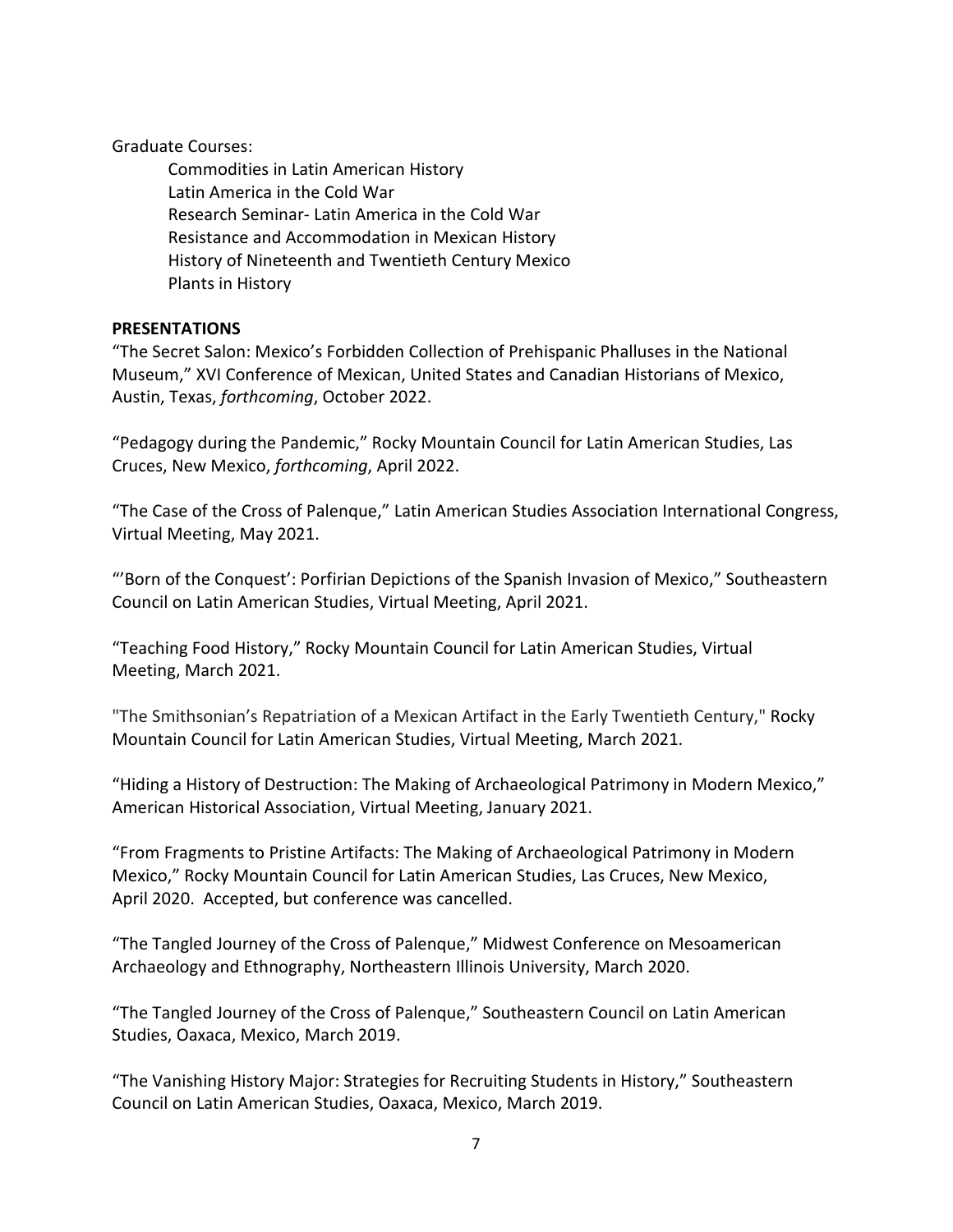Graduate Courses:

- Commodities in Latin American History
- Latin America in the Cold War
- Research Seminar- Latin America in the Cold War
- Resistance and Accommodation in Mexican History
- History of Nineteenth and Twentieth Century Mexico
- Plants in History

**PRESENTATIONS**

"The Secret Salon: Mexico's Forbidden Collection of Prehispanic Phalluses in the National Museum," XVI Conference of Mexican, United States and Canadian Historians of Mexico, Austin, Texas, *forthcoming*, October 2022.

"Pedagogy during the Pandemic," Rocky Mountain Council for Latin American Studies, Las Cruces, New Mexico, *forthcoming*, April 2022.

"The Case of the Cross of Palenque," Latin American Studies Association International Congress, Virtual Meeting, May 2021.

"'Born of the Conquest': Porfirian Depictions of the Spanish Invasion of Mexico," Southeastern Council on Latin American Studies, Virtual Meeting, April 2021.

"Teaching Food History," Rocky Mountain Council for Latin American Studies, Virtual Meeting, March 2021.

"The Smithsonian's Repatriation of a Mexican Artifact in the Early Twentieth Century," Rocky Mountain Council for Latin American Studies, Virtual Meeting, March 2021.

"Hiding a History of Destruction: The Making of Archaeological Patrimony in Modern Mexico," American Historical Association, Virtual Meeting, January 2021.

"From Fragments to Pristine Artifacts: The Making of Archaeological Patrimony in Modern Mexico," Rocky Mountain Council for Latin American Studies, Las Cruces, New Mexico, April 2020. Accepted, but conference was cancelled.

"The Tangled Journey of the Cross of Palenque," Midwest Conference on Mesoamerican Archaeology and Ethnography, Northeastern Illinois University, March 2020.

"The Tangled Journey of the Cross of Palenque," Southeastern Council on Latin American Studies, Oaxaca, Mexico, March 2019.

"The Vanishing History Major: Strategies for Recruiting Students in History," Southeastern Council on Latin American Studies, Oaxaca, Mexico, March 2019.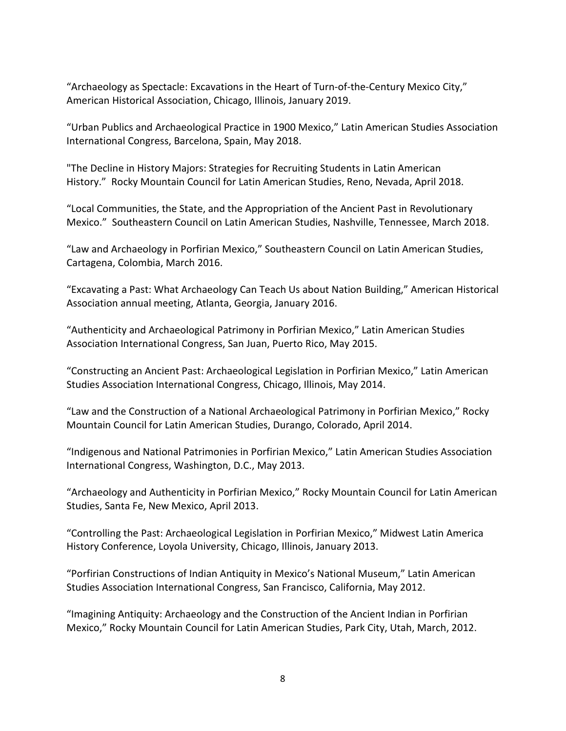"Archaeology as Spectacle: Excavations in the Heart of Turn-of-the-Century Mexico City," American Historical Association, Chicago, Illinois, January 2019.

"Urban Publics and Archaeological Practice in 1900 Mexico," Latin American Studies Association International Congress, Barcelona, Spain, May 2018.

"The Decline in History Majors: Strategies for Recruiting Students in Latin American History." Rocky Mountain Council for Latin American Studies, Reno, Nevada, April 2018.

"Local Communities, the State, and the Appropriation of the Ancient Past in Revolutionary Mexico." Southeastern Council on Latin American Studies, Nashville, Tennessee, March 2018.

"Law and Archaeology in Porfirian Mexico," Southeastern Council on Latin American Studies, Cartagena, Colombia, March 2016.

"Excavating a Past: What Archaeology Can Teach Us about Nation Building," American Historical Association annual meeting, Atlanta, Georgia, January 2016.

"Authenticity and Archaeological Patrimony in Porfirian Mexico," Latin American Studies Association International Congress, San Juan, Puerto Rico, May 2015.

"Constructing an Ancient Past: Archaeological Legislation in Porfirian Mexico," Latin American Studies Association International Congress, Chicago, Illinois, May 2014.

"Law and the Construction of a National Archaeological Patrimony in Porfirian Mexico," Rocky Mountain Council for Latin American Studies, Durango, Colorado, April 2014.

"Indigenous and National Patrimonies in Porfirian Mexico," Latin American Studies Association International Congress, Washington, D.C., May 2013.

"Archaeology and Authenticity in Porfirian Mexico," Rocky Mountain Council for Latin American Studies, Santa Fe, New Mexico, April 2013.

"Controlling the Past: Archaeological Legislation in Porfirian Mexico," Midwest Latin America History Conference, Loyola University, Chicago, Illinois, January 2013.

"Porfirian Constructions of Indian Antiquity in Mexico's National Museum," Latin American Studies Association International Congress, San Francisco, California, May 2012.

"Imagining Antiquity: Archaeology and the Construction of the Ancient Indian in Porfirian Mexico," Rocky Mountain Council for Latin American Studies, Park City, Utah, March, 2012.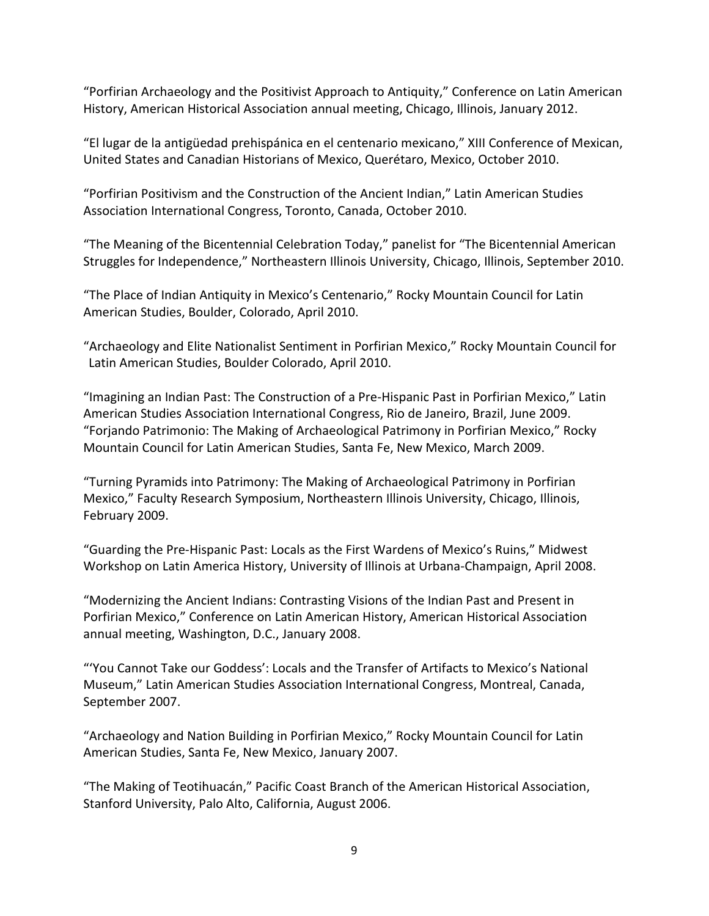"Porfirian Archaeology and the Positivist Approach to Antiquity," Conference on Latin American History, American Historical Association annual meeting, Chicago, Illinois, January 2012.

"El lugar de la antigüedad prehispánica en el centenario mexicano," XIII Conference of Mexican, United States and Canadian Historians of Mexico, Querétaro, Mexico, October 2010.

"Porfirian Positivism and the Construction of the Ancient Indian," Latin American Studies Association International Congress, Toronto, Canada, October 2010.

"The Meaning of the Bicentennial Celebration Today," panelist for "The Bicentennial American Struggles for Independence," Northeastern Illinois University, Chicago, Illinois, September 2010.

"The Place of Indian Antiquity in Mexico's Centenario," Rocky Mountain Council for Latin American Studies, Boulder, Colorado, April 2010.

"Archaeology and Elite Nationalist Sentiment in Porfirian Mexico," Rocky Mountain Council for Latin American Studies, Boulder Colorado, April 2010.

"Imagining an Indian Past: The Construction of a Pre-Hispanic Past in Porfirian Mexico," Latin American Studies Association International Congress, Rio de Janeiro, Brazil, June 2009.

"Forjando Patrimonio: The Making of Archaeological Patrimony in Porfirian Mexico," Rocky Mountain Council for Latin American Studies, Santa Fe, New Mexico, March 2009.

"Turning Pyramids into Patrimony: The Making of Archaeological Patrimony in Porfirian Mexico," Faculty Research Symposium, Northeastern Illinois University, Chicago, Illinois, February 2009.

"Guarding the Pre-Hispanic Past: Locals as the First Wardens of Mexico's Ruins," Midwest Workshop on Latin America History, University of Illinois at Urbana-Champaign, April 2008.

"Modernizing the Ancient Indians: Contrasting Visions of the Indian Past and Present in Porfirian Mexico," Conference on Latin American History, American Historical Association annual meeting, Washington, D.C., January 2008.

"'You Cannot Take our Goddess': Locals and the Transfer of Artifacts to Mexico's National Museum," Latin American Studies Association International Congress, Montreal, Canada, September 2007.

"Archaeology and Nation Building in Porfirian Mexico," Rocky Mountain Council for Latin American Studies, Santa Fe, New Mexico, January 2007.

"The Making of Teotihuacán," Pacific Coast Branch of the American Historical Association, Stanford University, Palo Alto, California, August 2006.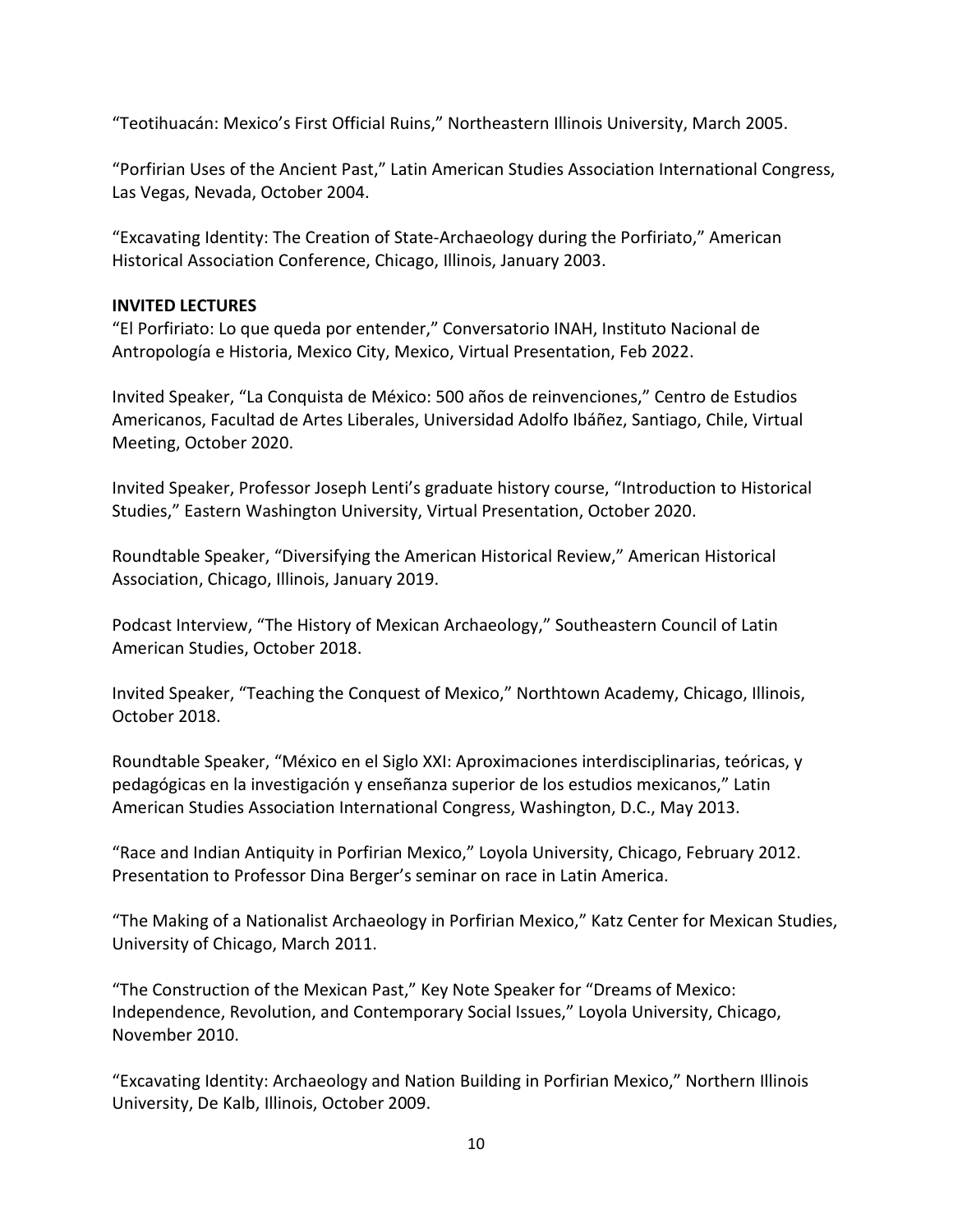"Teotihuacán: Mexico's First Official Ruins," Northeastern Illinois University, March 2005.

"Porfirian Uses of the Ancient Past," Latin American Studies Association International Congress, Las Vegas, Nevada, October 2004.

"Excavating Identity: The Creation of State-Archaeology during the Porfiriato," American Historical Association Conference, Chicago, Illinois, January 2003.

**INVITED LECTURES**

"El Porfiriato: Lo que queda por entender," Conversatorio INAH, Instituto Nacional de Antropología e Historia, Mexico City, Mexico, Virtual Presentation, Feb 2022.

Invited Speaker, "La Conquista de México: 500 años de reinvenciones," Centro de Estudios Americanos, Facultad de Artes Liberales, Universidad Adolfo Ibáñez, Santiago, Chile, Virtual Meeting, October 2020.

Invited Speaker, Professor Joseph Lenti's graduate history course, "Introduction to Historical Studies," Eastern Washington University, Virtual Presentation, October 2020.

Roundtable Speaker, "Diversifying the American Historical Review," American Historical Association, Chicago, Illinois, January 2019.

Podcast Interview, "The History of Mexican Archaeology," Southeastern Council of Latin American Studies, October 2018.

Invited Speaker, "Teaching the Conquest of Mexico," Northtown Academy, Chicago, Illinois, October 2018.

Roundtable Speaker, "México en el Siglo XXI: Aproximaciones interdisciplinarias, teóricas, y pedagógicas en la investigación y enseñanza superior de los estudios mexicanos," Latin American Studies Association International Congress, Washington, D.C., May 2013.

"Race and Indian Antiquity in Porfirian Mexico," Loyola University, Chicago, February 2012. Presentation to Professor Dina Berger's seminar on race in Latin America.

"The Making of a Nationalist Archaeology in Porfirian Mexico," Katz Center for Mexican Studies, University of Chicago, March 2011.

"The Construction of the Mexican Past," Key Note Speaker for "Dreams of Mexico: Independence, Revolution, and Contemporary Social Issues," Loyola University, Chicago, November 2010.

"Excavating Identity: Archaeology and Nation Building in Porfirian Mexico," Northern Illinois University, De Kalb, Illinois, October 2009.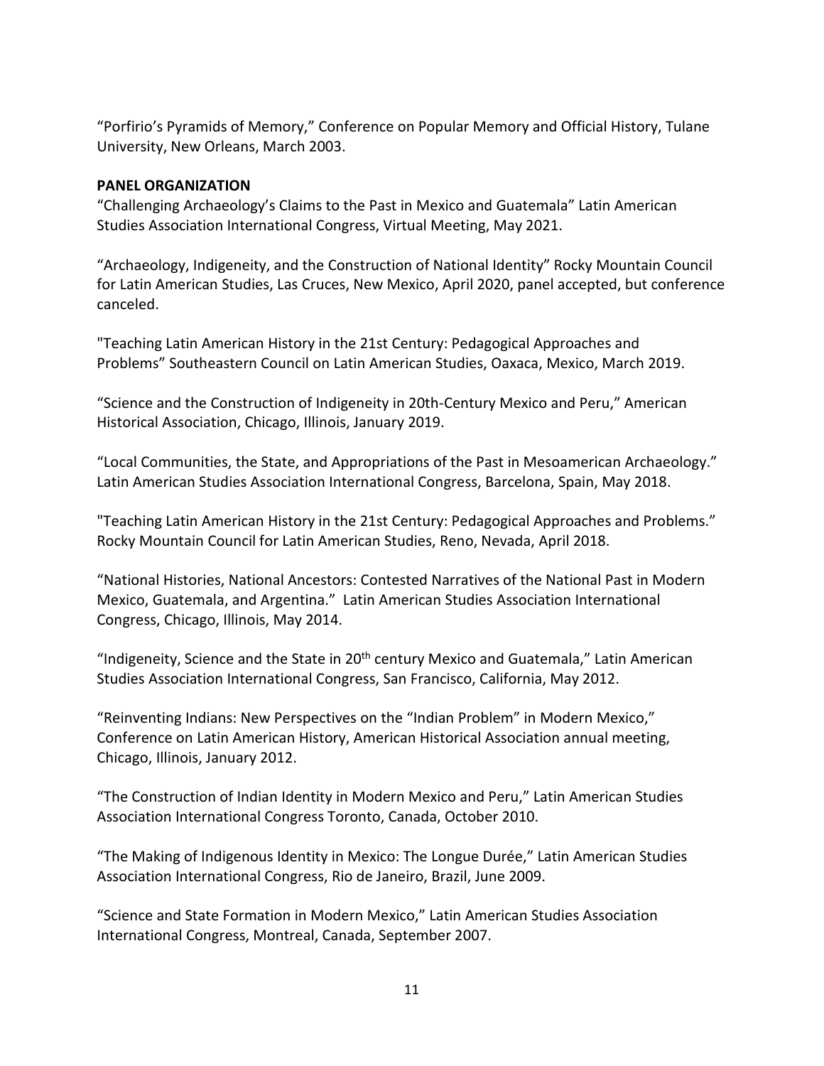"Porfirio's Pyramids of Memory," Conference on Popular Memory and Official History, Tulane University, New Orleans, March 2003.

**PANEL ORGANIZATION**

"Challenging Archaeology's Claims to the Past in Mexico and Guatemala" Latin American Studies Association International Congress, Virtual Meeting, May 2021.

"Archaeology, Indigeneity, and the Construction of National Identity" Rocky Mountain Council for Latin American Studies, Las Cruces, New Mexico, April 2020, panel accepted, but conference canceled.

"Teaching Latin American History in the 21st Century: Pedagogical Approaches and Problems" Southeastern Council on Latin American Studies, Oaxaca, Mexico, March 2019.

"Science and the Construction of Indigeneity in 20th-Century Mexico and Peru," American Historical Association, Chicago, Illinois, January 2019.

"Local Communities, the State, and Appropriations of the Past in Mesoamerican Archaeology." Latin American Studies Association International Congress, Barcelona, Spain, May 2018.

"Teaching Latin American History in the 21st Century: Pedagogical Approaches and Problems." Rocky Mountain Council for Latin American Studies, Reno, Nevada, April 2018.

"National Histories, National Ancestors: Contested Narratives of the National Past in Modern Mexico, Guatemala, and Argentina." Latin American Studies Association International Congress, Chicago, Illinois, May 2014.

"Indigeneity, Science and the State in 20th century Mexico and Guatemala," Latin American Studies Association International Congress, San Francisco, California, May 2012.

"Reinventing Indians: New Perspectives on the "Indian Problem" in Modern Mexico," Conference on Latin American History, American Historical Association annual meeting, Chicago, Illinois, January 2012.

"The Construction of Indian Identity in Modern Mexico and Peru," Latin American Studies Association International Congress Toronto, Canada, October 2010.

"The Making of Indigenous Identity in Mexico: The Longue Durée," Latin American Studies Association International Congress, Rio de Janeiro, Brazil, June 2009.

"Science and State Formation in Modern Mexico," Latin American Studies Association International Congress, Montreal, Canada, September 2007.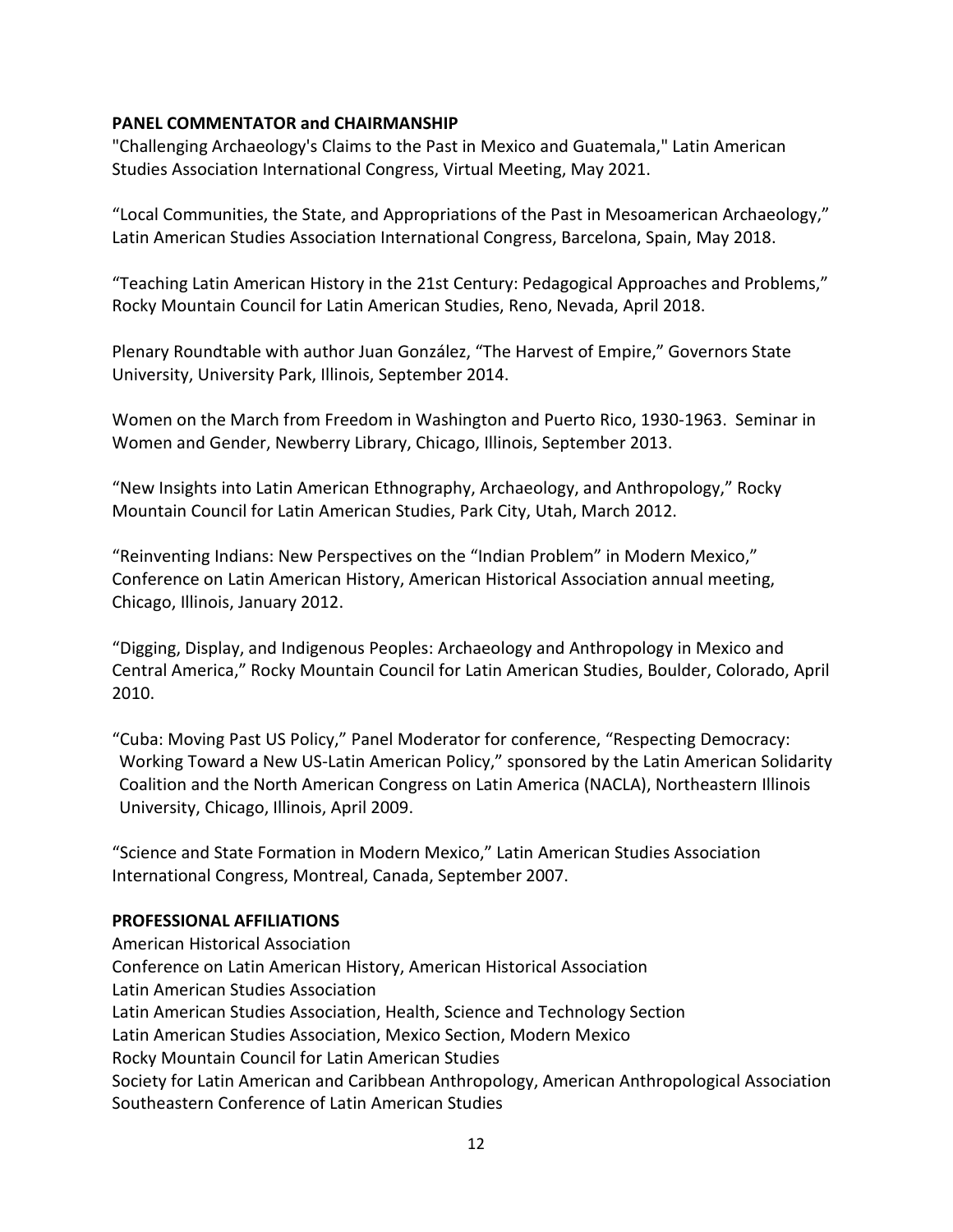**PANEL COMMENTATOR and CHAIRMANSHIP**

"Challenging Archaeology's Claims to the Past in Mexico and Guatemala," Latin American Studies Association International Congress, Virtual Meeting, May 2021.

"Local Communities, the State, and Appropriations of the Past in Mesoamerican Archaeology," Latin American Studies Association International Congress, Barcelona, Spain, May 2018.

"Teaching Latin American History in the 21st Century: Pedagogical Approaches and Problems," Rocky Mountain Council for Latin American Studies, Reno, Nevada, April 2018.

Plenary Roundtable with author Juan González, "The Harvest of Empire," Governors State University, University Park, Illinois, September 2014.

Women on the March from Freedom in Washington and Puerto Rico, 1930-1963. Seminar in Women and Gender, Newberry Library, Chicago, Illinois, September 2013.

"New Insights into Latin American Ethnography, Archaeology, and Anthropology," Rocky Mountain Council for Latin American Studies, Park City, Utah, March 2012.

"Reinventing Indians: New Perspectives on the "Indian Problem" in Modern Mexico," Conference on Latin American History, American Historical Association annual meeting, Chicago, Illinois, January 2012.

"Digging, Display, and Indigenous Peoples: Archaeology and Anthropology in Mexico and Central America," Rocky Mountain Council for Latin American Studies, Boulder, Colorado, April 2010.

"Cuba: Moving Past US Policy," Panel Moderator for conference, "Respecting Democracy: Working Toward a New US-Latin American Policy," sponsored by the Latin American Solidarity Coalition and the North American Congress on Latin America (NACLA), Northeastern Illinois University, Chicago, Illinois, April 2009.

"Science and State Formation in Modern Mexico," Latin American Studies Association International Congress, Montreal, Canada, September 2007.

**PROFESSIONAL AFFILIATIONS**

American Historical Association
Conference on Latin American History, American Historical Association
Latin American Studies Association
Latin American Studies Association, Health, Science and Technology Section
Latin American Studies Association, Mexico Section, Modern Mexico
Rocky Mountain Council for Latin American Studies
Society for Latin American and Caribbean Anthropology, American Anthropological Association
Southeastern Conference of Latin American Studies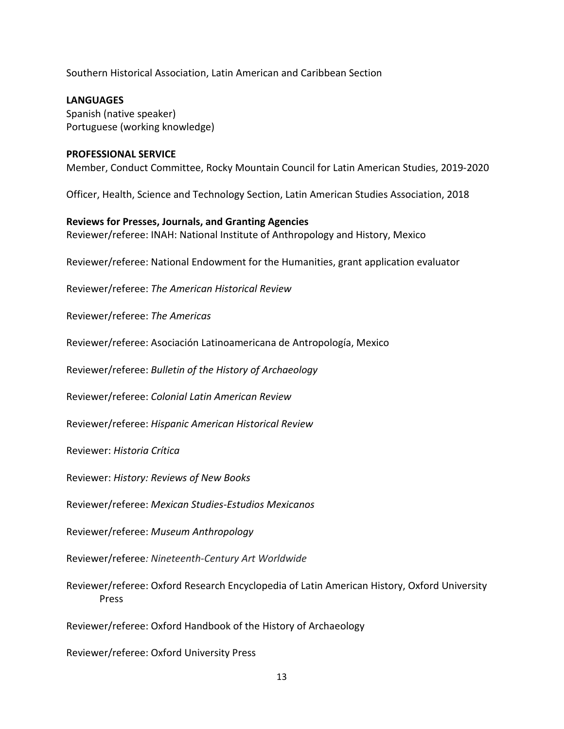Southern Historical Association, Latin American and Caribbean Section

**LANGUAGES**

Spanish (native speaker)
Portuguese (working knowledge)

**PROFESSIONAL SERVICE**

Member, Conduct Committee, Rocky Mountain Council for Latin American Studies, 2019-2020

Officer, Health, Science and Technology Section, Latin American Studies Association, 2018

**Reviews for Presses, Journals, and Granting Agencies**

Reviewer/referee: INAH: National Institute of Anthropology and History, Mexico

Reviewer/referee: National Endowment for the Humanities, grant application evaluator

Reviewer/referee: *The American Historical Review*

Reviewer/referee: *The Americas*

Reviewer/referee: Asociación Latinoamericana de Antropología, Mexico

Reviewer/referee: *Bulletin of the History of Archaeology*

Reviewer/referee: *Colonial Latin American Review*

Reviewer/referee: *Hispanic American Historical Review*

Reviewer: *Historia Crítica*

Reviewer: *History: Reviews of New Books*

Reviewer/referee: *Mexican Studies-Estudios Mexicanos*

Reviewer/referee: *Museum Anthropology*

Reviewer/referee*: Nineteenth-Century Art Worldwide*

Reviewer/referee: Oxford Research Encyclopedia of Latin American History, Oxford University Press

Reviewer/referee: Oxford Handbook of the History of Archaeology

Reviewer/referee: Oxford University Press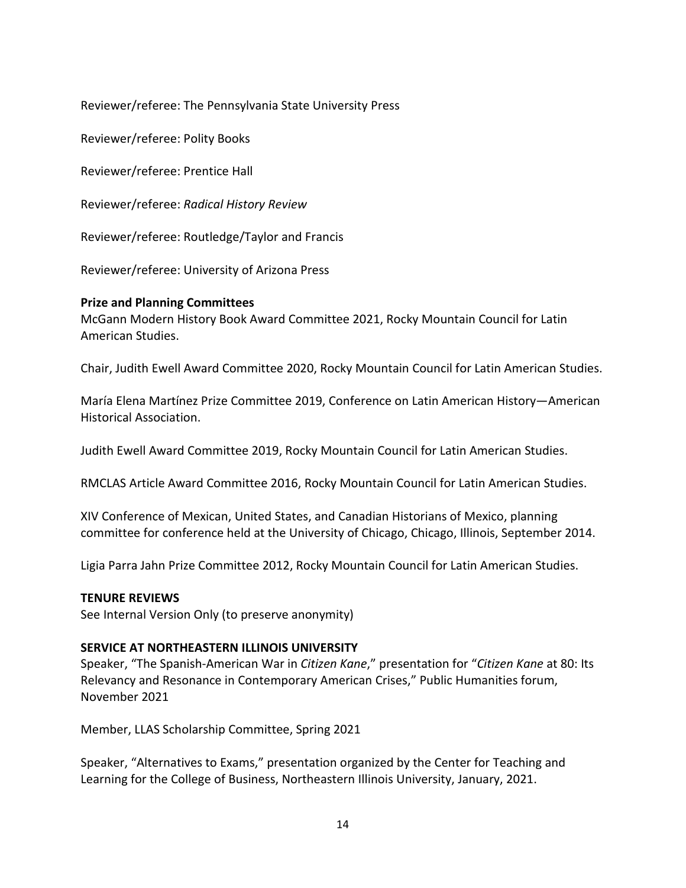Reviewer/referee: The Pennsylvania State University Press

Reviewer/referee: Polity Books

Reviewer/referee: Prentice Hall

Reviewer/referee: *Radical History Review*

Reviewer/referee: Routledge/Taylor and Francis

Reviewer/referee: University of Arizona Press

**Prize and Planning Committees**

McGann Modern History Book Award Committee 2021, Rocky Mountain Council for Latin American Studies.

Chair, Judith Ewell Award Committee 2020, Rocky Mountain Council for Latin American Studies.

María Elena Martínez Prize Committee 2019, Conference on Latin American History—American Historical Association.

Judith Ewell Award Committee 2019, Rocky Mountain Council for Latin American Studies.

RMCLAS Article Award Committee 2016, Rocky Mountain Council for Latin American Studies.

XIV Conference of Mexican, United States, and Canadian Historians of Mexico, planning committee for conference held at the University of Chicago, Chicago, Illinois, September 2014.

Ligia Parra Jahn Prize Committee 2012, Rocky Mountain Council for Latin American Studies.

**TENURE REVIEWS**

See Internal Version Only (to preserve anonymity)

**SERVICE AT NORTHEASTERN ILLINOIS UNIVERSITY**

Speaker, "The Spanish-American War in *Citizen Kane*," presentation for "*Citizen Kane* at 80: Its Relevancy and Resonance in Contemporary American Crises," Public Humanities forum, November 2021

Member, LLAS Scholarship Committee, Spring 2021

Speaker, "Alternatives to Exams," presentation organized by the Center for Teaching and Learning for the College of Business, Northeastern Illinois University, January, 2021.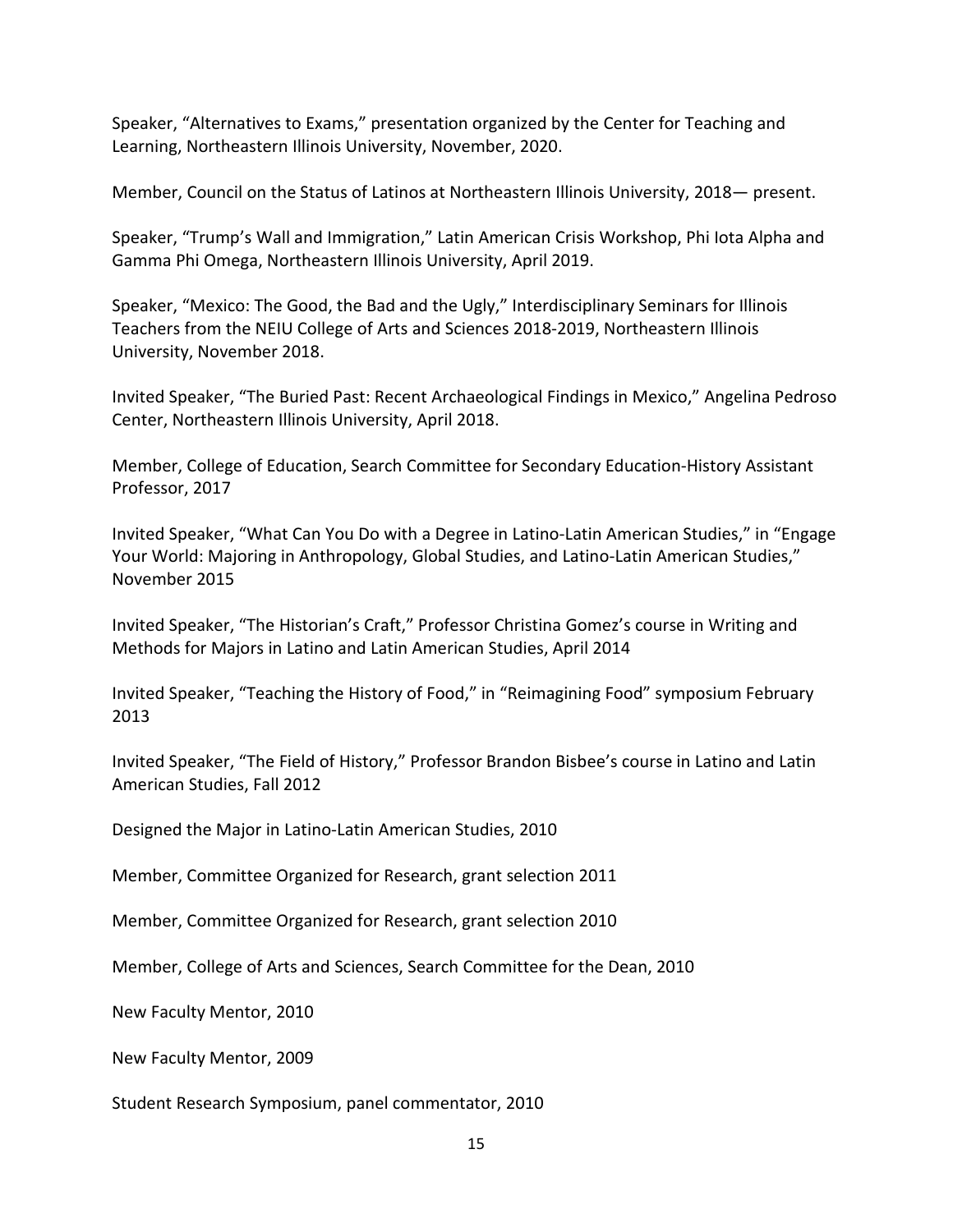Speaker, “Alternatives to Exams,” presentation organized by the Center for Teaching and Learning, Northeastern Illinois University, November, 2020.

Member, Council on the Status of Latinos at Northeastern Illinois University, 2018— present.

Speaker, “Trump’s Wall and Immigration,” Latin American Crisis Workshop, Phi Iota Alpha and Gamma Phi Omega, Northeastern Illinois University, April 2019.

Speaker, “Mexico: The Good, the Bad and the Ugly,” Interdisciplinary Seminars for Illinois Teachers from the NEIU College of Arts and Sciences 2018-2019, Northeastern Illinois University, November 2018.

Invited Speaker, “The Buried Past: Recent Archaeological Findings in Mexico,” Angelina Pedroso Center, Northeastern Illinois University, April 2018.

Member, College of Education, Search Committee for Secondary Education-History Assistant Professor, 2017

Invited Speaker, “What Can You Do with a Degree in Latino-Latin American Studies,” in “Engage Your World: Majoring in Anthropology, Global Studies, and Latino-Latin American Studies,” November 2015

Invited Speaker, “The Historian’s Craft,” Professor Christina Gomez’s course in Writing and Methods for Majors in Latino and Latin American Studies, April 2014

Invited Speaker, “Teaching the History of Food,” in “Reimagining Food” symposium February 2013

Invited Speaker, “The Field of History,” Professor Brandon Bisbee’s course in Latino and Latin American Studies, Fall 2012

Designed the Major in Latino-Latin American Studies, 2010

Member, Committee Organized for Research, grant selection 2011

Member, Committee Organized for Research, grant selection 2010

Member, College of Arts and Sciences, Search Committee for the Dean, 2010

New Faculty Mentor, 2010

New Faculty Mentor, 2009

Student Research Symposium, panel commentator, 2010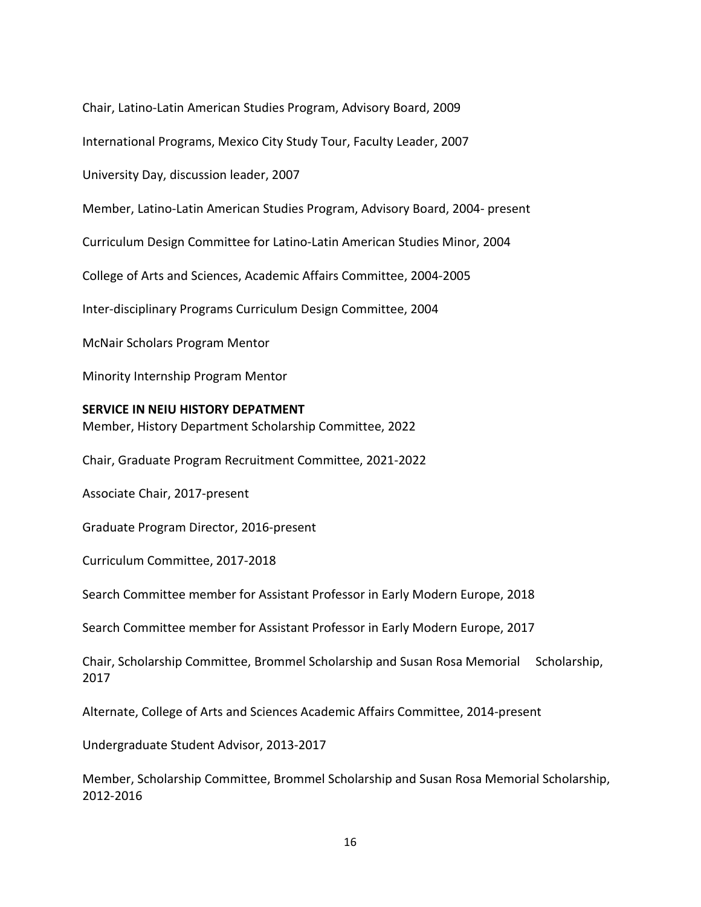Chair, Latino-Latin American Studies Program, Advisory Board, 2009

International Programs, Mexico City Study Tour, Faculty Leader, 2007

University Day, discussion leader, 2007

Member, Latino-Latin American Studies Program, Advisory Board, 2004- present

Curriculum Design Committee for Latino-Latin American Studies Minor, 2004

College of Arts and Sciences, Academic Affairs Committee, 2004-2005

Inter-disciplinary Programs Curriculum Design Committee, 2004

McNair Scholars Program Mentor

Minority Internship Program Mentor

**SERVICE IN NEIU HISTORY DEPATMENT**

Member, History Department Scholarship Committee, 2022

Chair, Graduate Program Recruitment Committee, 2021-2022

Associate Chair, 2017-present

Graduate Program Director, 2016-present

Curriculum Committee, 2017-2018

Search Committee member for Assistant Professor in Early Modern Europe, 2018

Search Committee member for Assistant Professor in Early Modern Europe, 2017

Chair, Scholarship Committee, Brommel Scholarship and Susan Rosa Memorial Scholarship, 2017

Alternate, College of Arts and Sciences Academic Affairs Committee, 2014-present

Undergraduate Student Advisor, 2013-2017

Member, Scholarship Committee, Brommel Scholarship and Susan Rosa Memorial Scholarship, 2012-2016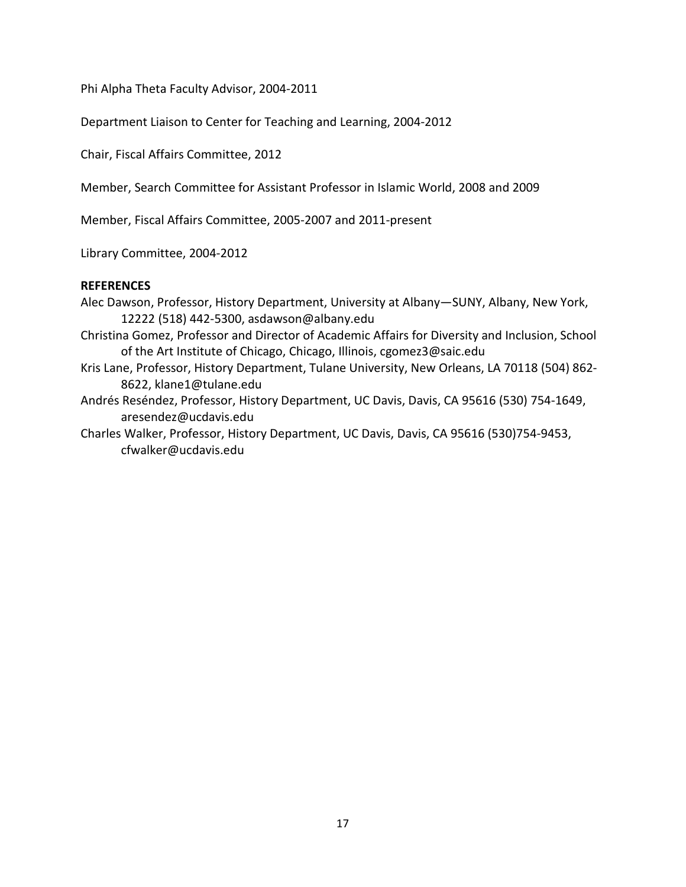Phi Alpha Theta Faculty Advisor, 2004-2011

Department Liaison to Center for Teaching and Learning, 2004-2012

Chair, Fiscal Affairs Committee, 2012

Member, Search Committee for Assistant Professor in Islamic World, 2008 and 2009

Member, Fiscal Affairs Committee, 2005-2007 and 2011-present

Library Committee, 2004-2012

**REFERENCES**

Alec Dawson, Professor, History Department, University at Albany—SUNY, Albany, New York, 12222 (518) 442-5300, asdawson@albany.edu

Christina Gomez, Professor and Director of Academic Affairs for Diversity and Inclusion, School of the Art Institute of Chicago, Chicago, Illinois, cgomez3@saic.edu

Kris Lane, Professor, History Department, Tulane University, New Orleans, LA 70118 (504) 862-8622, klane1@tulane.edu

Andrés Reséndez, Professor, History Department, UC Davis, Davis, CA 95616 (530) 754-1649, aresendez@ucdavis.edu

Charles Walker, Professor, History Department, UC Davis, Davis, CA 95616 (530)754-9453, cfwalker@ucdavis.edu